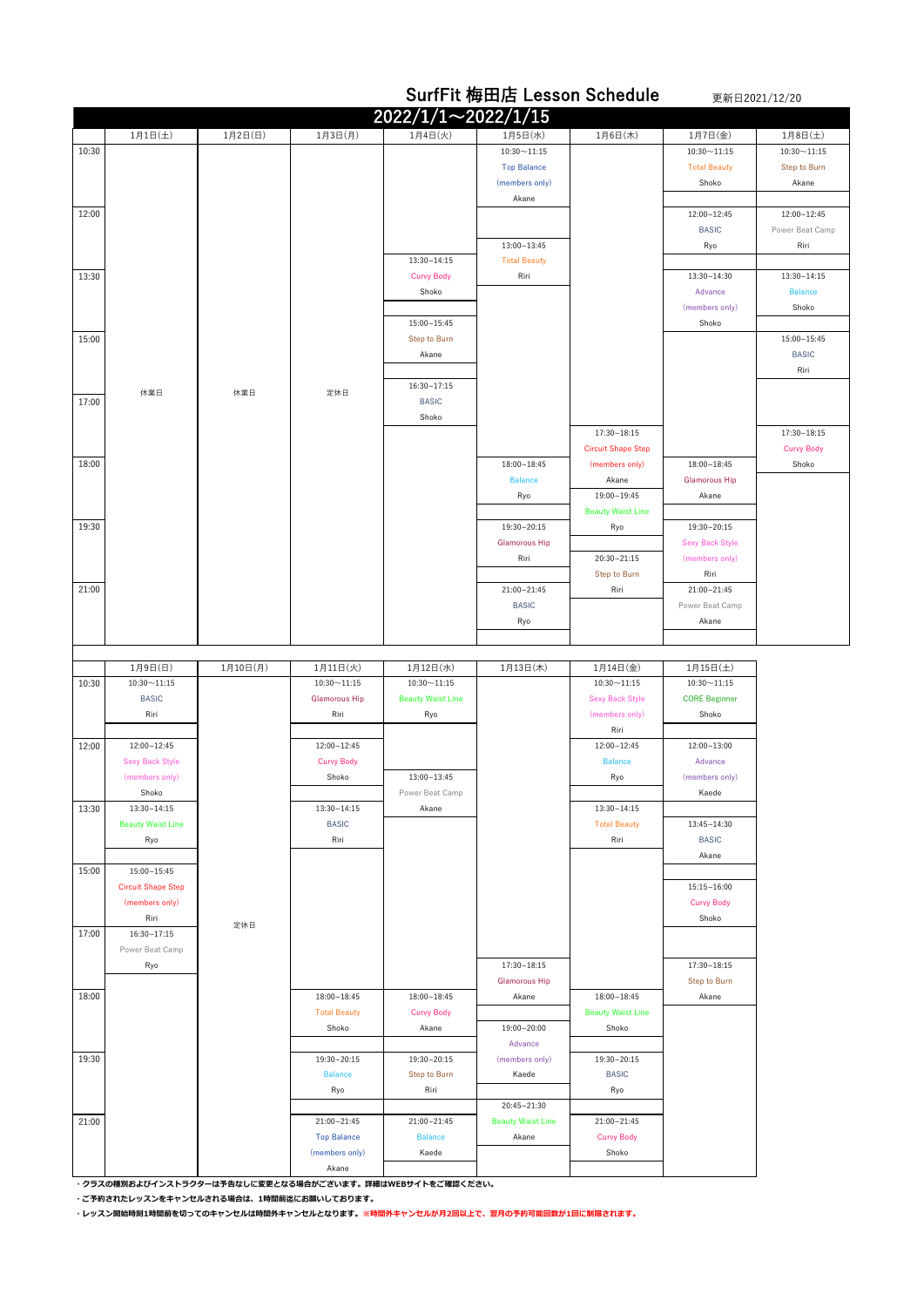# SurfFit 梅田店 Lesson Schedule

更新日2021/12/20

## 2022/1/1～2022/1/15

| | 1月1日(土) | 1月2日(日) | 1月3日(月) | 1月4日(火) | 1月5日(水) | 1月6日(木) | 1月7日(金) | 1月8日(土) |
|---|---|---|---|---|---|---|---|---|
| 10:30 | 休業日 | 休業日 | 定休日 | | 10:30～11:15 Top Balance (members only) Akane | | 10:30～11:15 Total Beauty Shoko | 10:30～11:15 Step to Burn Akane |
| 12:00 | | | | | 13:00～13:45 Total Beauty Riri | | 12:00～12:45 BASIC Ryo | 12:00～12:45 Power Beat Camp Riri |
| 13:30 | | | | 13:30～14:15 Curvy Body Shoko | | | 13:30～14:30 Advance (members only) Shoko | 13:30～14:15 Balance Shoko |
| 15:00 | | | | 15:00～15:45 Step to Burn Akane | | | | 15:00～15:45 BASIC Riri |
| 17:00 | | | | 16:30～17:15 BASIC Shoko | | 17:30～18:15 Circuit Shape Step (members only) Akane | | 17:30～18:15 Curvy Body Shoko |
| 18:00 | | | | | 18:00～18:45 Balance Ryo | 19:00～19:45 Beauty Waist Line Ryo | 18:00～18:45 Glamorous Hip Akane | |
| 19:30 | | | | | 19:30～20:15 Glamorous Hip Riri | 20:30～21:15 Step to Burn Riri | 19:30～20:15 Sexy Back Style (members only) Riri | |
| 21:00 | | | | | 21:00～21:45 BASIC Ryo | | 21:00～21:45 Power Beat Camp Akane | |

| | 1月9日(日) | 1月10日(月) | 1月11日(火) | 1月12日(水) | 1月13日(木) | 1月14日(金) | 1月15日(土) |
|---|---|---|---|---|---|---|---|
| 10:30 | 10:30～11:15 BASIC Riri | 定休日 | 10:30～11:15 Glamorous Hip Riri | 10:30～11:15 Beauty Waist Line Ryo | | 10:30～11:15 Sexy Back Style (members only) Riri | 10:30～11:15 CORE Beginner Shoko |
| 12:00 | 12:00～12:45 Sexy Back Style (members only) Shoko | | 12:00～12:45 Curvy Body Shoko | 13:00～13:45 Power Beat Camp Akane | | 12:00～12:45 Balance Ryo | 12:00～13:00 Advance (members only) Kaede |
| 13:30 | 13:30～14:15 Beauty Waist Line Ryo | | 13:30～14:15 BASIC Riri | | | 13:30～14:15 Total Beauty Riri | 13:45～14:30 BASIC Akane |
| 15:00 | 15:00～15:45 Circuit Shape Step (members only) Riri | | | | | | 15:15～16:00 Curvy Body Shoko |
| 17:00 | 16:30～17:15 Power Beat Camp Ryo | | | | 17:30～18:15 Glamorous Hip Akane | | 17:30～18:15 Step to Burn Akane |
| 18:00 | | | 18:00～18:45 Total Beauty Shoko | 18:00～18:45 Curvy Body Akane | 19:00～20:00 Advance (members only) Kaede | 18:00～18:45 Beauty Waist Line Shoko | |
| 19:30 | | | 19:30～20:15 Balance Ryo | 19:30～20:15 Step to Burn Riri | 20:45～21:30 Beauty Waist Line Akane | 19:30～20:15 BASIC Ryo | |
| 21:00 | | | 21:00～21:45 Top Balance (members only) Akane | 21:00～21:45 Balance Kaede | | 21:00～21:45 Curvy Body Shoko | |

**・クラスの種別およびインストラクターは予告なしに変更となる場合がございます。詳細はWEBサイトをご確認ください。**

**・ご予約されたレッスンをキャンセルされる場合は、1時間前迄にお願いしております。**

**・レッスン開始時刻1時間前を切ってのキャンセルは時間外キャンセルとなります。※時間外キャンセルが月2回以上で、翌月の予約可能回数が1回に制限されます。**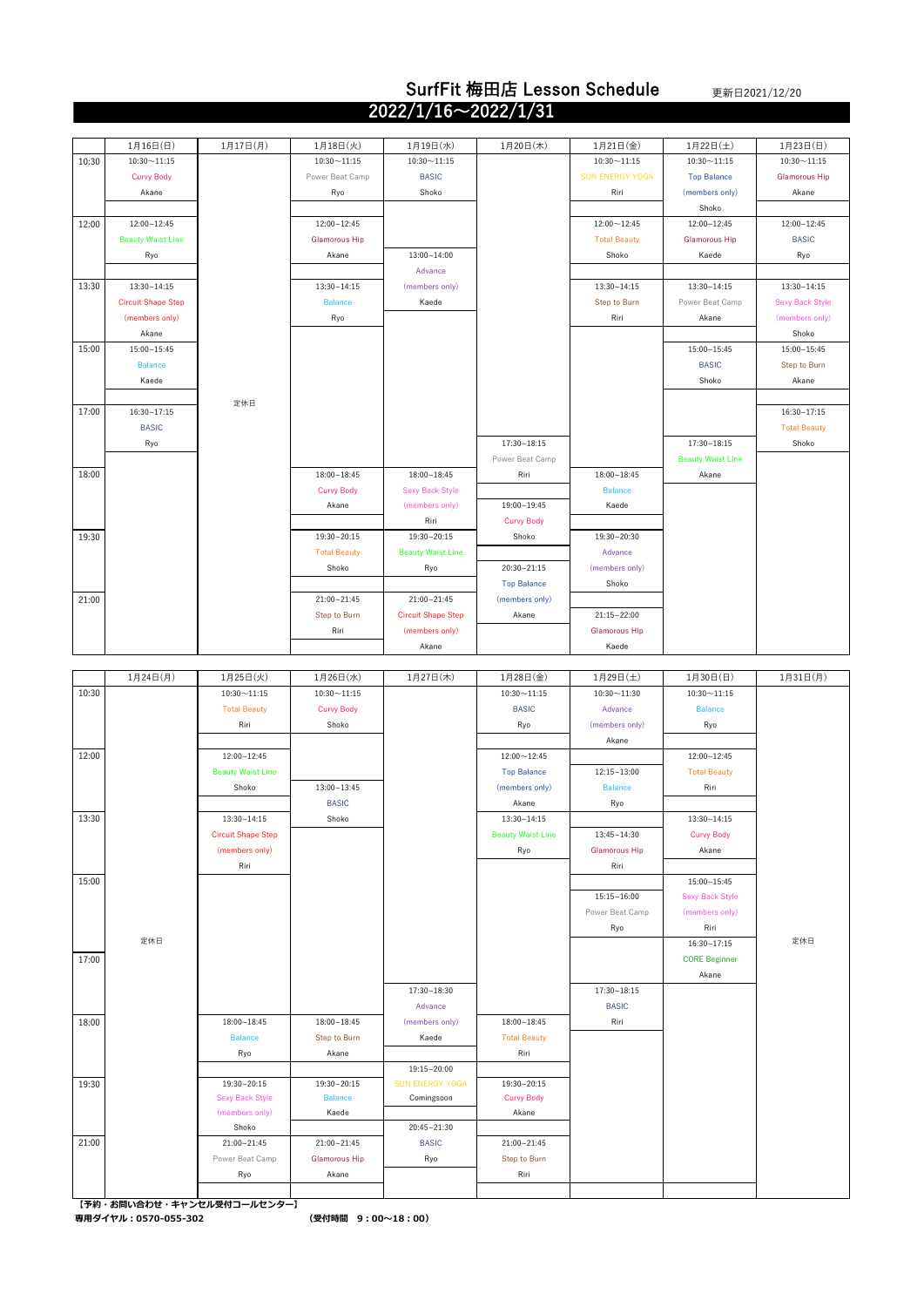# SurfFit 梅田店 Lesson Schedule

更新日2021/12/20

## 2022/1/16～2022/1/31

| | 1月16日(日) | 1月17日(月) | 1月18日(火) | 1月19日(水) | 1月20日(木) | 1月21日(金) | 1月22日(土) | 1月23日(日) |
|---|---|---|---|---|---|---|---|---|
| 10:30 | 10:30～11:15 Curvy Body Akane | 定休日 | 10:30～11:15 Power Beat Camp Ryo | 10:30～11:15 BASIC Shoko | | 10:30～11:15 SUN ENERGY YOGA Riri | 10:30～11:15 Top Balance (members only) Shoko | 10:30～11:15 Glamorous Hip Akane |
| 12:00 | 12:00～12:45 Beauty Waist Line Ryo | | 12:00～12:45 Glamorous Hip Akane | 13:00～14:00 Advance (members only) Kaede | | 12:00～12:45 Total Beauty Shoko | 12:00～12:45 Glamorous Hip Kaede | 12:00～12:45 BASIC Ryo |
| 13:30 | 13:30～14:15 Circuit Shape Step (members only) Akane | | 13:30～14:15 Balance Ryo | | | 13:30～14:15 Step to Burn Riri | 13:30～14:15 Power Beat Camp Akane | 13:30～14:15 Sexy Back Style (members only) Shoko |
| 15:00 | 15:00～15:45 Balance Kaede | | | | | | 15:00～15:45 BASIC Shoko | 15:00～15:45 Step to Burn Akane |
| 17:00 | 16:30～17:15 BASIC Ryo | | | | 17:30～18:15 Power Beat Camp Riri | | 17:30～18:15 Beauty Waist Line Akane | 16:30～17:15 Total Beauty Shoko |
| 18:00 | | | 18:00～18:45 Curvy Body Akane | 18:00～18:45 Sexy Back Style (members only) Riri | 19:00～19:45 Curvy Body Shoko | 18:00～18:45 Balance Kaede | | |
| 19:30 | | | 19:30～20:15 Total Beauty Shoko | 19:30～20:15 Beauty Waist Line Ryo | 20:30～21:15 Top Balance (members only) Akane | 19:30～20:30 Advance (members only) Shoko | | |
| 21:00 | | | 21:00～21:45 Step to Burn Riri | 21:00～21:45 Circuit Shape Step (members only) Akane | | 21:15～22:00 Glamorous Hip Kaede | | |

| | 1月24日(月) | 1月25日(火) | 1月26日(水) | 1月27日(木) | 1月28日(金) | 1月29日(土) | 1月30日(日) | 1月31日(月) |
|---|---|---|---|---|---|---|---|---|
| 10:30 | 定休日 | 10:30～11:15 Total Beauty Riri | 10:30～11:15 Curvy Body Shoko | | 10:30～11:15 BASIC Ryo | 10:30～11:30 Advance (members only) Akane | 10:30～11:15 Balance Ryo | 定休日 |
| 12:00 | | 12:00～12:45 Beauty Waist Line Shoko | 13:00～13:45 BASIC Shoko | | 12:00～12:45 Top Balance (members only) Akane | 12:15～13:00 Balance Ryo | 12:00～12:45 Total Beauty Riri | |
| 13:30 | | 13:30～14:15 Circuit Shape Step (members only) Riri | | | 13:30～14:15 Beauty Waist Line Ryo | 13:45～14:30 Glamorous Hip Riri | 13:30～14:15 Curvy Body Akane | |
| 15:00 | | | | | | 15:15～16:00 Power Beat Camp Ryo | 15:00～15:45 Sexy Back Style (members only) Riri | |
| 17:00 | | | | 17:30～18:30 Advance (members only) Kaede | | 17:30～18:15 BASIC Riri | 16:30～17:15 CORE Beginner Akane | |
| 18:00 | | 18:00～18:45 Balance Ryo | 18:00～18:45 Step to Burn Akane | | 18:00～18:45 Total Beauty Riri | | | |
| 19:30 | | 19:30～20:15 Sexy Back Style (members only) Shoko | 19:30～20:15 Balance Kaede | 19:15～20:00 SUN ENERGY YOGA Comingsoon | 19:30～20:15 Curvy Body Akane | | | |
| 21:00 | | 21:00～21:45 Power Beat Camp Ryo | 21:00～21:45 Glamorous Hip Akane | 20:45～21:30 BASIC Ryo | 21:00～21:45 Step to Burn Riri | | | |

**【予約・お問い合わせ・キャンセル受付コールセンター】**
**専用ダイヤル：0570-055-302**　　**（受付時間　9：00～18：00）**